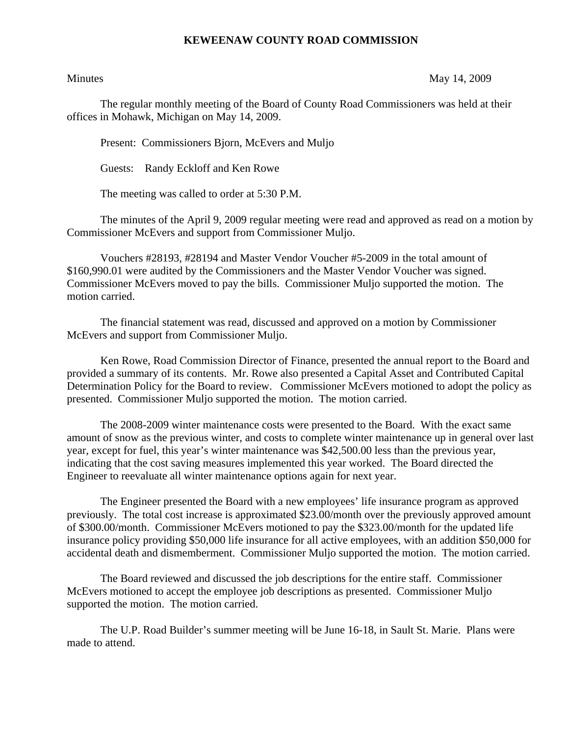**KEWEENAW COUNTY ROAD COMMISSION**

Minutes May 14, 2009

The regular monthly meeting of the Board of County Road Commissioners was held at their offices in Mohawk, Michigan on May 14, 2009.

Present: Commissioners Bjorn, McEvers and Muljo

Guests: Randy Eckloff and Ken Rowe

The meeting was called to order at 5:30 P.M.

The minutes of the April 9, 2009 regular meeting were read and approved as read on a motion by Commissioner McEvers and support from Commissioner Muljo.

Vouchers #28193, #28194 and Master Vendor Voucher #5-2009 in the total amount of $160,990.01 were audited by the Commissioners and the Master Vendor Voucher was signed. Commissioner McEvers moved to pay the bills. Commissioner Muljo supported the motion. The motion carried.

The financial statement was read, discussed and approved on a motion by Commissioner McEvers and support from Commissioner Muljo.

Ken Rowe, Road Commission Director of Finance, presented the annual report to the Board and provided a summary of its contents. Mr. Rowe also presented a Capital Asset and Contributed Capital Determination Policy for the Board to review. Commissioner McEvers motioned to adopt the policy as presented. Commissioner Muljo supported the motion. The motion carried.

The 2008-2009 winter maintenance costs were presented to the Board. With the exact same amount of snow as the previous winter, and costs to complete winter maintenance up in general over last year, except for fuel, this year's winter maintenance was $42,500.00 less than the previous year, indicating that the cost saving measures implemented this year worked. The Board directed the Engineer to reevaluate all winter maintenance options again for next year.

The Engineer presented the Board with a new employees' life insurance program as approved previously. The total cost increase is approximated $23.00/month over the previously approved amount of $300.00/month. Commissioner McEvers motioned to pay the $323.00/month for the updated life insurance policy providing $50,000 life insurance for all active employees, with an addition $50,000 for accidental death and dismemberment. Commissioner Muljo supported the motion. The motion carried.

The Board reviewed and discussed the job descriptions for the entire staff. Commissioner McEvers motioned to accept the employee job descriptions as presented. Commissioner Muljo supported the motion. The motion carried.

The U.P. Road Builder's summer meeting will be June 16-18, in Sault St. Marie. Plans were made to attend.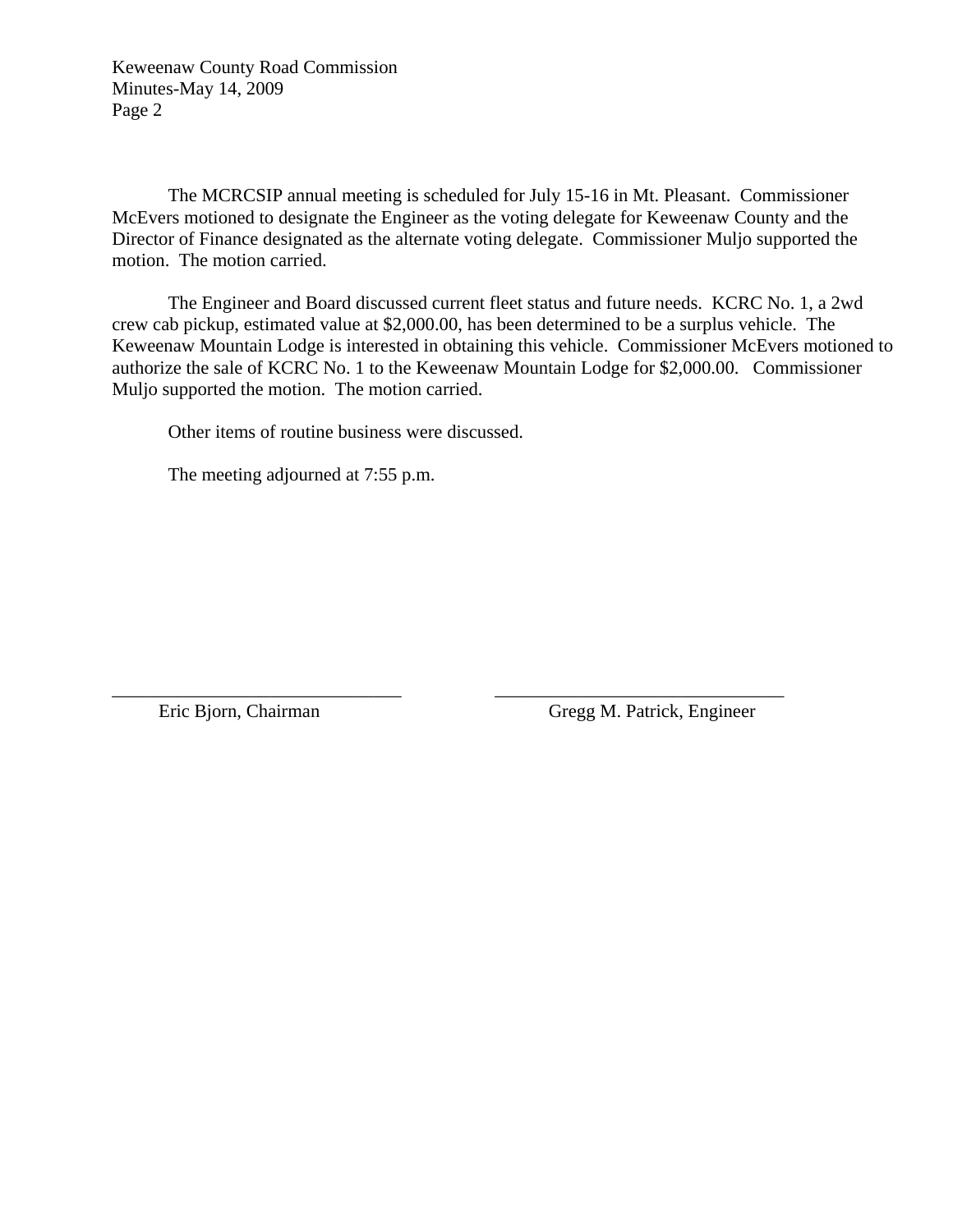The MCRCSIP annual meeting is scheduled for July 15-16 in Mt. Pleasant. Commissioner McEvers motioned to designate the Engineer as the voting delegate for Keweenaw County and the Director of Finance designated as the alternate voting delegate. Commissioner Muljo supported the motion. The motion carried.

The Engineer and Board discussed current fleet status and future needs. KCRC No. 1, a 2wd crew cab pickup, estimated value at $2,000.00, has been determined to be a surplus vehicle. The Keweenaw Mountain Lodge is interested in obtaining this vehicle. Commissioner McEvers motioned to authorize the sale of KCRC No. 1 to the Keweenaw Mountain Lodge for $2,000.00. Commissioner Muljo supported the motion. The motion carried.

Other items of routine business were discussed.

The meeting adjourned at 7:55 p.m.

_______________________________ _______________________________

Eric Bjorn, Chairman Gregg M. Patrick, Engineer